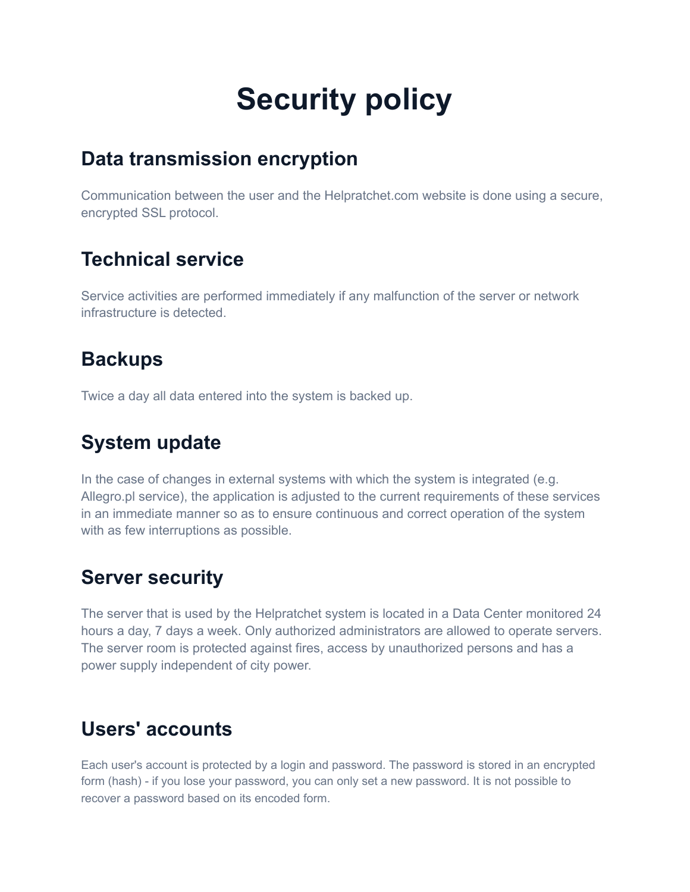# Security policy

## Data transmission encryption

Communication between the user and the Helpratchet.com website is done using a secure, encrypted SSL protocol.

## Technical service

Service activities are performed immediately if any malfunction of the server or network infrastructure is detected.

## Backups

Twice a day all data entered into the system is backed up.

## System update

In the case of changes in external systems with which the system is integrated (e.g. Allegro.pl service), the application is adjusted to the current requirements of these services in an immediate manner so as to ensure continuous and correct operation of the system with as few interruptions as possible.

## Server security

The server that is used by the Helpratchet system is located in a Data Center monitored 24 hours a day, 7 days a week. Only authorized administrators are allowed to operate servers. The server room is protected against fires, access by unauthorized persons and has a power supply independent of city power.

## Users' accounts

Each user's account is protected by a login and password. The password is stored in an encrypted form (hash) - if you lose your password, you can only set a new password. It is not possible to recover a password based on its encoded form.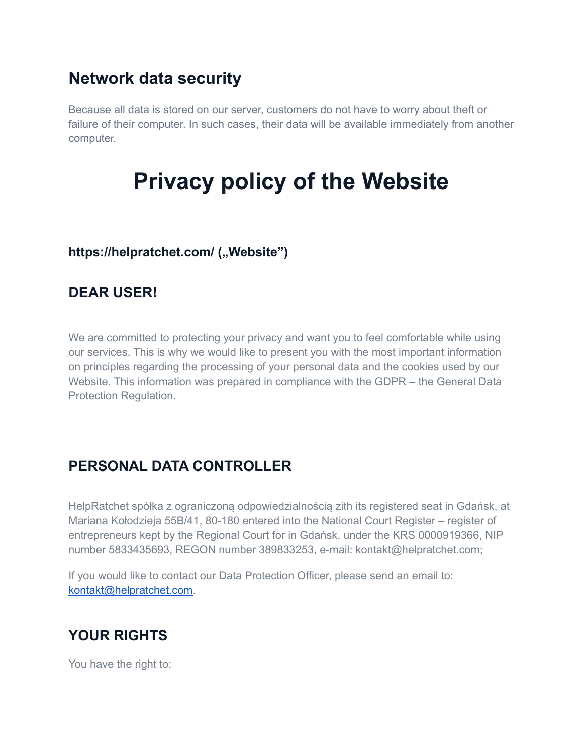## Network data security

Because all data is stored on our server, customers do not have to worry about theft or failure of their computer. In such cases, their data will be available immediately from another computer.

# Privacy policy of the Website

### https://helpratchet.com/ („Website”)

## DEAR USER!

We are committed to protecting your privacy and want you to feel comfortable while using our services. This is why we would like to present you with the most important information on principles regarding the processing of your personal data and the cookies used by our Website. This information was prepared in compliance with the GDPR – the General Data Protection Regulation.

## PERSONAL DATA CONTROLLER

HelpRatchet spółka z ograniczoną odpowiedzialnością zith its registered seat in Gdańsk, at Mariana Kołodzieja 55B/41, 80-180 entered into the National Court Register – register of entrepreneurs kept by the Regional Court for in Gdańsk, under the KRS 0000919366, NIP number 5833435693, REGON number 389833253, e-mail: kontakt@helpratchet.com;

If you would like to contact our Data Protection Officer, please send an email to: [kontakt@helpratchet.com](mailto:kontakt@helpratchet.com).

## YOUR RIGHTS

You have the right to: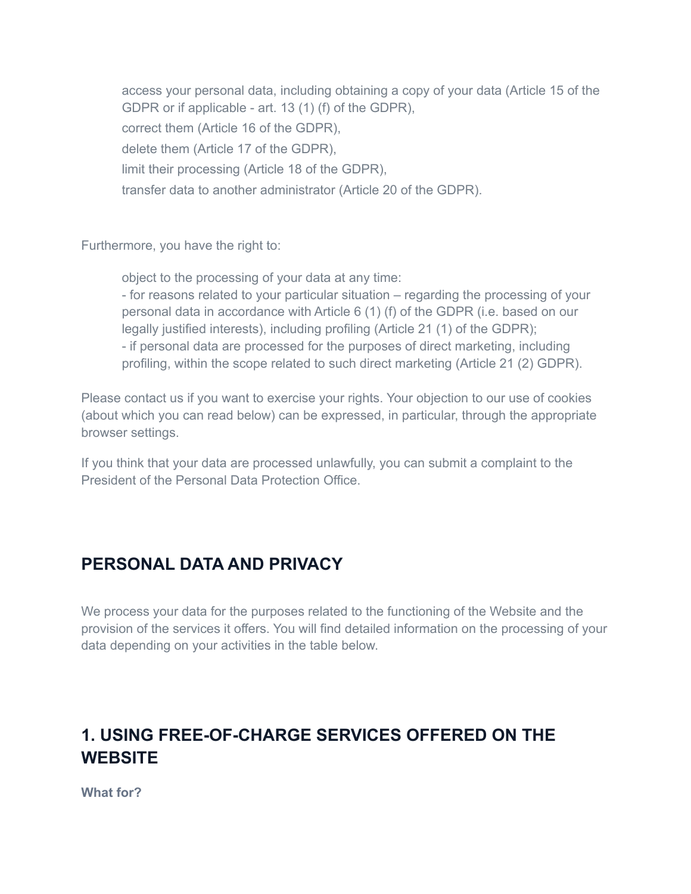- access your personal data, including obtaining a copy of your data (Article 15 of the GDPR or if applicable - art. 13 (1) (f) of the GDPR),
- correct them (Article 16 of the GDPR),
- delete them (Article 17 of the GDPR),
- limit their processing (Article 18 of the GDPR),
- transfer data to another administrator (Article 20 of the GDPR).

Furthermore, you have the right to:

- object to the processing of your data at any time:
  - for reasons related to your particular situation – regarding the processing of your personal data in accordance with Article 6 (1) (f) of the GDPR (i.e. based on our legally justified interests), including profiling (Article 21 (1) of the GDPR);
  - if personal data are processed for the purposes of direct marketing, including profiling, within the scope related to such direct marketing (Article 21 (2) GDPR).

Please contact us if you want to exercise your rights. Your objection to our use of cookies (about which you can read below) can be expressed, in particular, through the appropriate browser settings.

If you think that your data are processed unlawfully, you can submit a complaint to the President of the Personal Data Protection Office.

## PERSONAL DATA AND PRIVACY

We process your data for the purposes related to the functioning of the Website and the provision of the services it offers. You will find detailed information on the processing of your data depending on your activities in the table below.

## 1. USING FREE-OF-CHARGE SERVICES OFFERED ON THE WEBSITE

**What for?**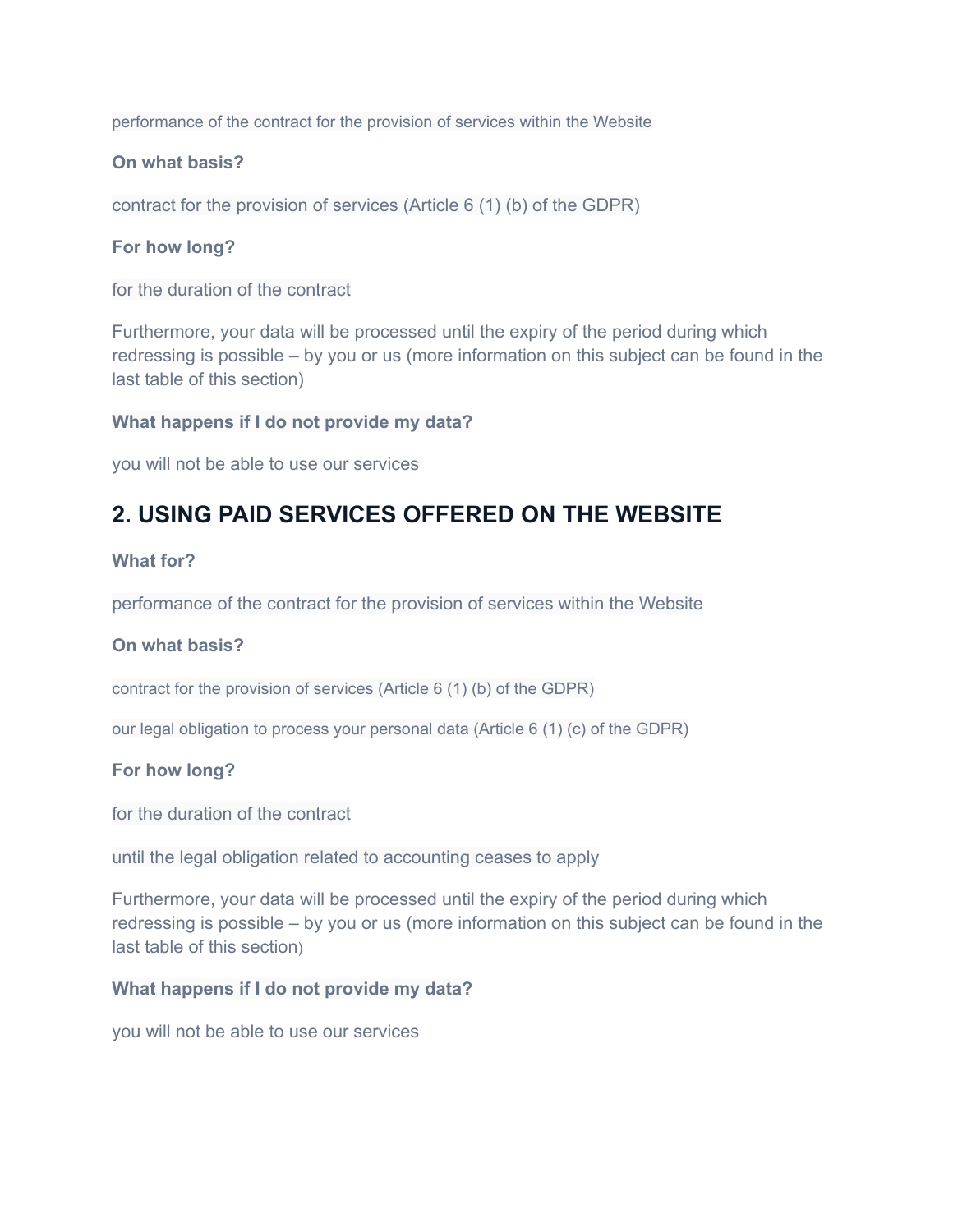performance of the contract for the provision of services within the Website

**On what basis?**

contract for the provision of services (Article 6 (1) (b) of the GDPR)

**For how long?**

for the duration of the contract

Furthermore, your data will be processed until the expiry of the period during which redressing is possible – by you or us (more information on this subject can be found in the last table of this section)

**What happens if I do not provide my data?**

you will not be able to use our services

## 2. USING PAID SERVICES OFFERED ON THE WEBSITE

**What for?**

performance of the contract for the provision of services within the Website

**On what basis?**

contract for the provision of services (Article 6 (1) (b) of the GDPR)

our legal obligation to process your personal data (Article 6 (1) (c) of the GDPR)

**For how long?**

for the duration of the contract

until the legal obligation related to accounting ceases to apply

Furthermore, your data will be processed until the expiry of the period during which redressing is possible – by you or us (more information on this subject can be found in the last table of this section)

**What happens if I do not provide my data?**

you will not be able to use our services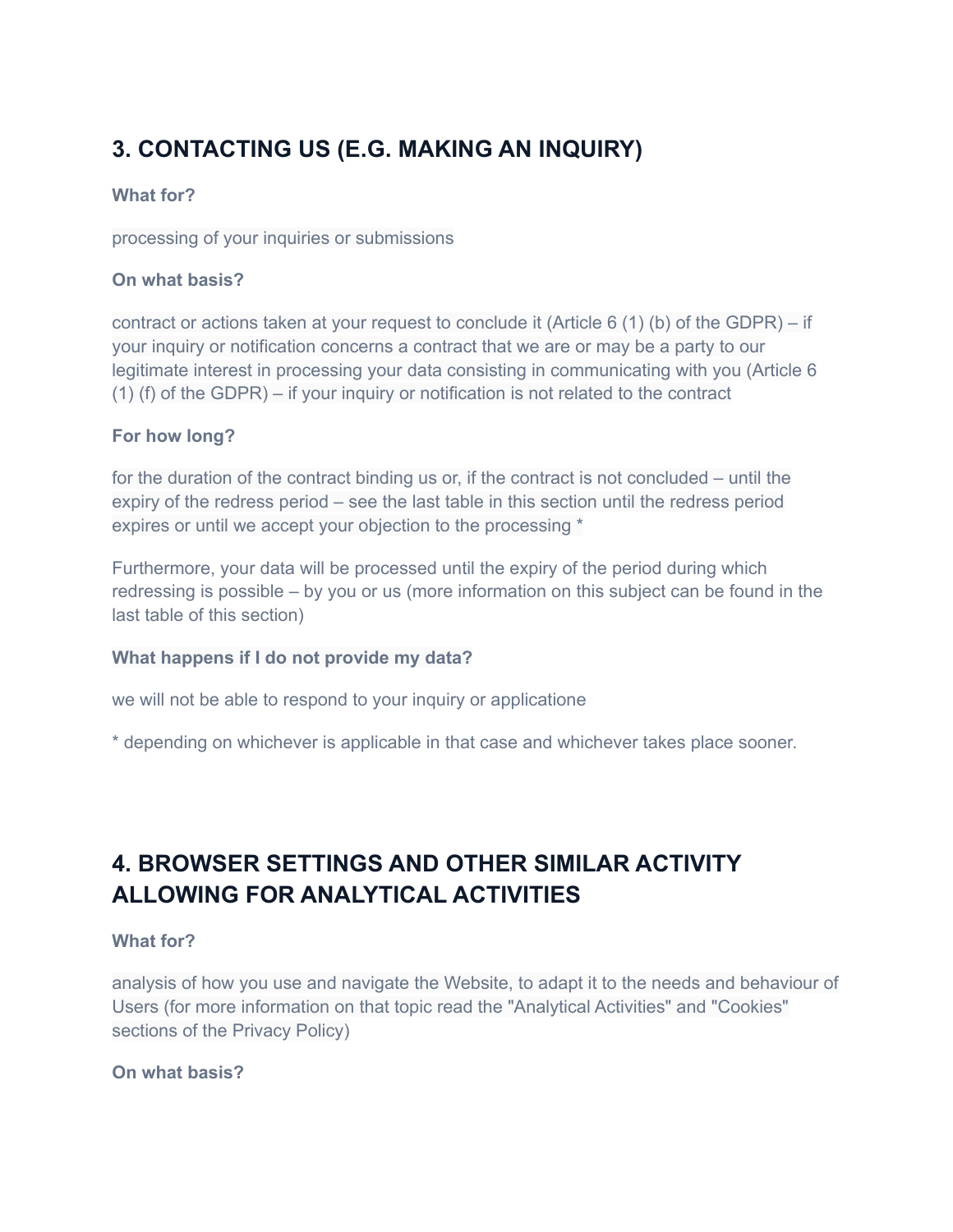## 3. CONTACTING US (E.G. MAKING AN INQUIRY)

**What for?**

processing of your inquiries or submissions

**On what basis?**

contract or actions taken at your request to conclude it (Article 6 (1) (b) of the GDPR) – if your inquiry or notification concerns a contract that we are or may be a party to our legitimate interest in processing your data consisting in communicating with you (Article 6 (1) (f) of the GDPR) – if your inquiry or notification is not related to the contract

**For how long?**

for the duration of the contract binding us or, if the contract is not concluded – until the expiry of the redress period – see the last table in this section until the redress period expires or until we accept your objection to the processing *

Furthermore, your data will be processed until the expiry of the period during which redressing is possible – by you or us (more information on this subject can be found in the last table of this section)

**What happens if I do not provide my data?**

we will not be able to respond to your inquiry or applicatione

* depending on whichever is applicable in that case and whichever takes place sooner.

## 4. BROWSER SETTINGS AND OTHER SIMILAR ACTIVITY ALLOWING FOR ANALYTICAL ACTIVITIES

**What for?**

analysis of how you use and navigate the Website, to adapt it to the needs and behaviour of Users (for more information on that topic read the "Analytical Activities" and "Cookies" sections of the Privacy Policy)

**On what basis?**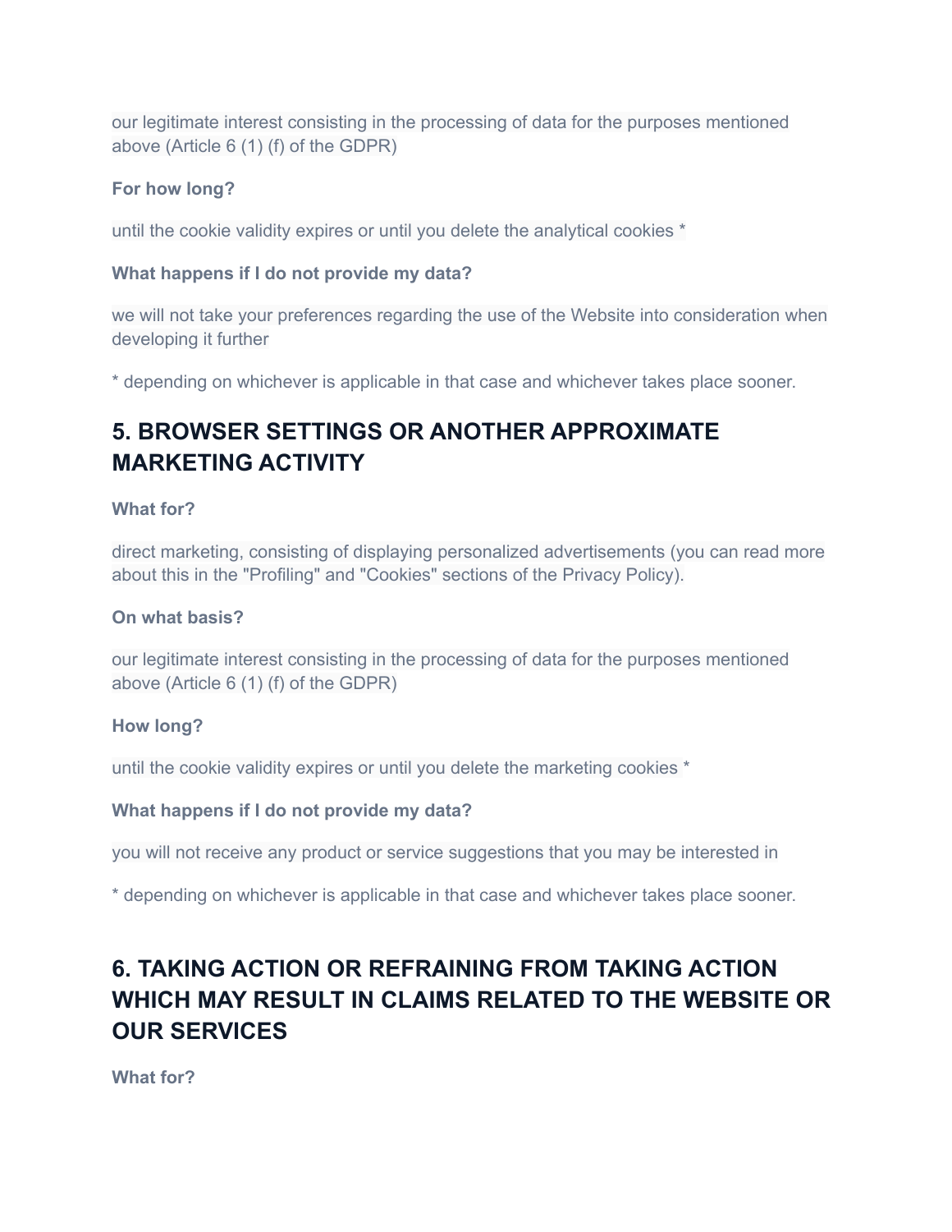our legitimate interest consisting in the processing of data for the purposes mentioned above (Article 6 (1) (f) of the GDPR)

**For how long?**

until the cookie validity expires or until you delete the analytical cookies *

**What happens if I do not provide my data?**

we will not take your preferences regarding the use of the Website into consideration when developing it further

* depending on whichever is applicable in that case and whichever takes place sooner.

## 5. BROWSER SETTINGS OR ANOTHER APPROXIMATE MARKETING ACTIVITY

**What for?**

direct marketing, consisting of displaying personalized advertisements (you can read more about this in the "Profiling" and "Cookies" sections of the Privacy Policy).

**On what basis?**

our legitimate interest consisting in the processing of data for the purposes mentioned above (Article 6 (1) (f) of the GDPR)

**How long?**

until the cookie validity expires or until you delete the marketing cookies *

**What happens if I do not provide my data?**

you will not receive any product or service suggestions that you may be interested in

* depending on whichever is applicable in that case and whichever takes place sooner.

## 6. TAKING ACTION OR REFRAINING FROM TAKING ACTION WHICH MAY RESULT IN CLAIMS RELATED TO THE WEBSITE OR OUR SERVICES

**What for?**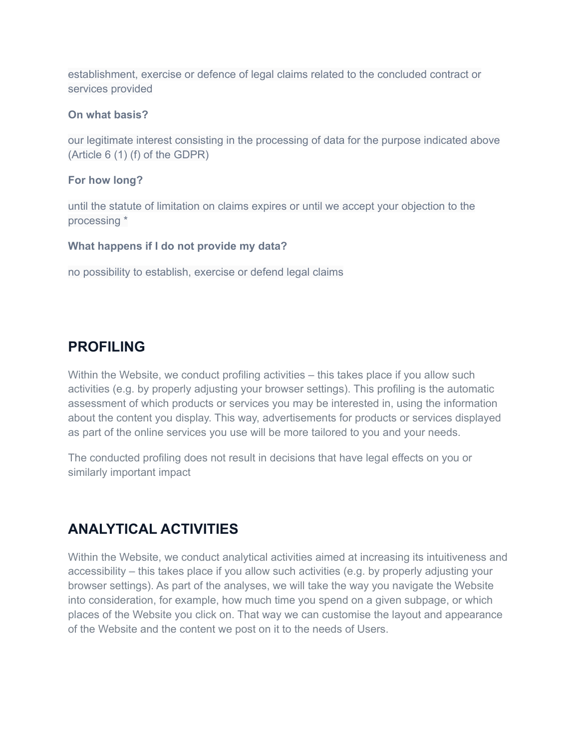establishment, exercise or defence of legal claims related to the concluded contract or services provided

**On what basis?**

our legitimate interest consisting in the processing of data for the purpose indicated above (Article 6 (1) (f) of the GDPR)

**For how long?**

until the statute of limitation on claims expires or until we accept your objection to the processing *

**What happens if I do not provide my data?**

no possibility to establish, exercise or defend legal claims

## PROFILING

Within the Website, we conduct profiling activities – this takes place if you allow such activities (e.g. by properly adjusting your browser settings). This profiling is the automatic assessment of which products or services you may be interested in, using the information about the content you display. This way, advertisements for products or services displayed as part of the online services you use will be more tailored to you and your needs.

The conducted profiling does not result in decisions that have legal effects on you or similarly important impact

## ANALYTICAL ACTIVITIES

Within the Website, we conduct analytical activities aimed at increasing its intuitiveness and accessibility – this takes place if you allow such activities (e.g. by properly adjusting your browser settings). As part of the analyses, we will take the way you navigate the Website into consideration, for example, how much time you spend on a given subpage, or which places of the Website you click on. That way we can customise the layout and appearance of the Website and the content we post on it to the needs of Users.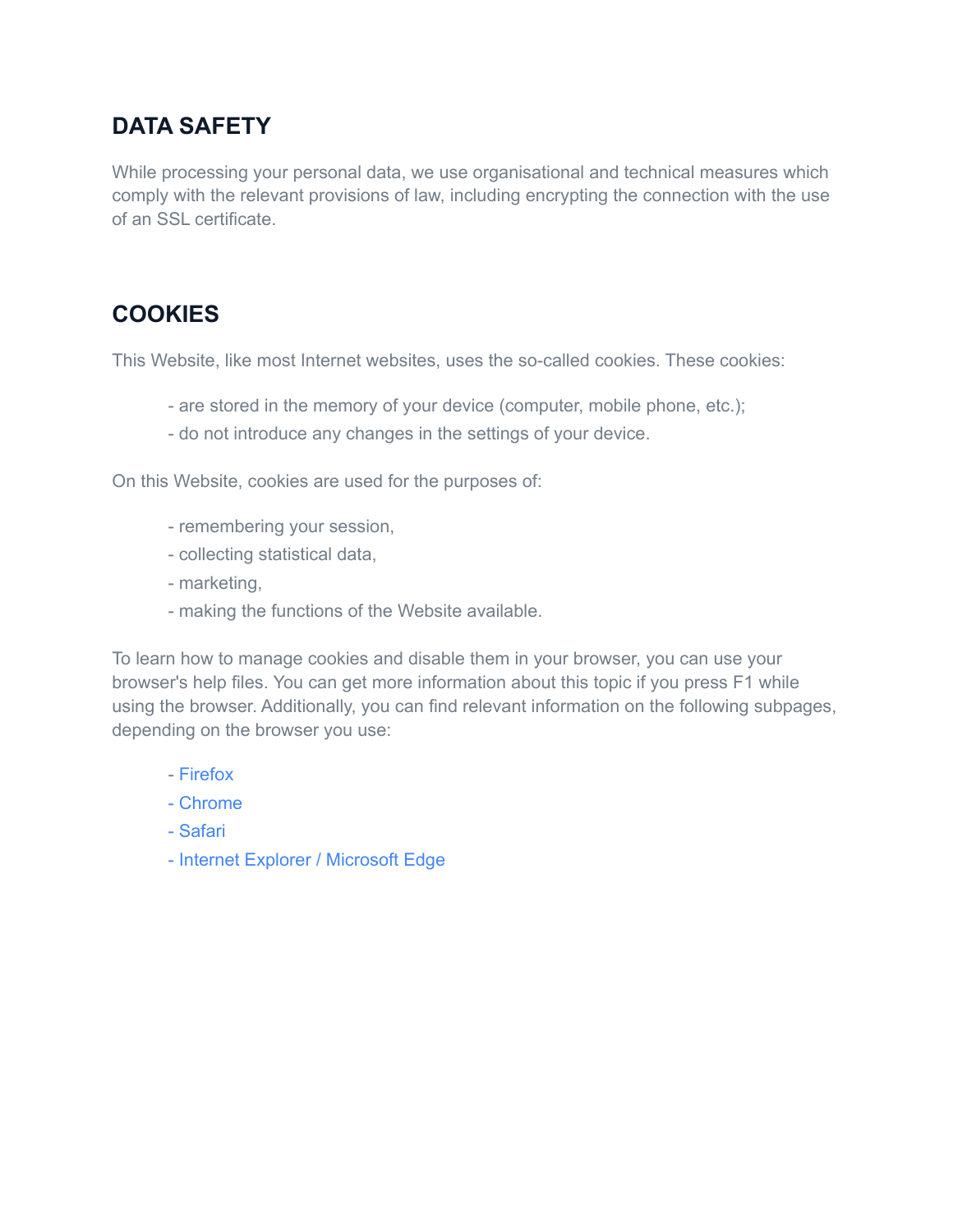## DATA SAFETY

While processing your personal data, we use organisational and technical measures which comply with the relevant provisions of law, including encrypting the connection with the use of an SSL certificate.

## COOKIES

This Website, like most Internet websites, uses the so-called cookies. These cookies:

- are stored in the memory of your device (computer, mobile phone, etc.);
- do not introduce any changes in the settings of your device.

On this Website, cookies are used for the purposes of:

- remembering your session,
- collecting statistical data,
- marketing,
- making the functions of the Website available.

To learn how to manage cookies and disable them in your browser, you can use your browser's help files. You can get more information about this topic if you press F1 while using the browser. Additionally, you can find relevant information on the following subpages, depending on the browser you use:

- Firefox
- Chrome
- Safari
- Internet Explorer / Microsoft Edge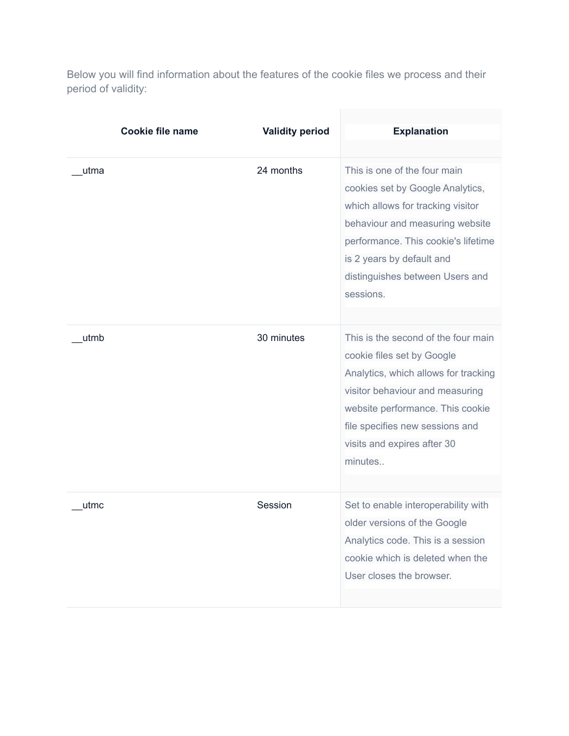Below you will find information about the features of the cookie files we process and their period of validity:

| Cookie file name | Validity period | Explanation |
| --- | --- | --- |
| __utma | 24 months | This is one of the four main cookies set by Google Analytics, which allows for tracking visitor behaviour and measuring website performance. This cookie's lifetime is 2 years by default and distinguishes between Users and sessions. |
| __utmb | 30 minutes | This is the second of the four main cookie files set by Google Analytics, which allows for tracking visitor behaviour and measuring website performance. This cookie file specifies new sessions and visits and expires after 30 minutes.. |
| __utmc | Session | Set to enable interoperability with older versions of the Google Analytics code. This is a session cookie which is deleted when the User closes the browser. |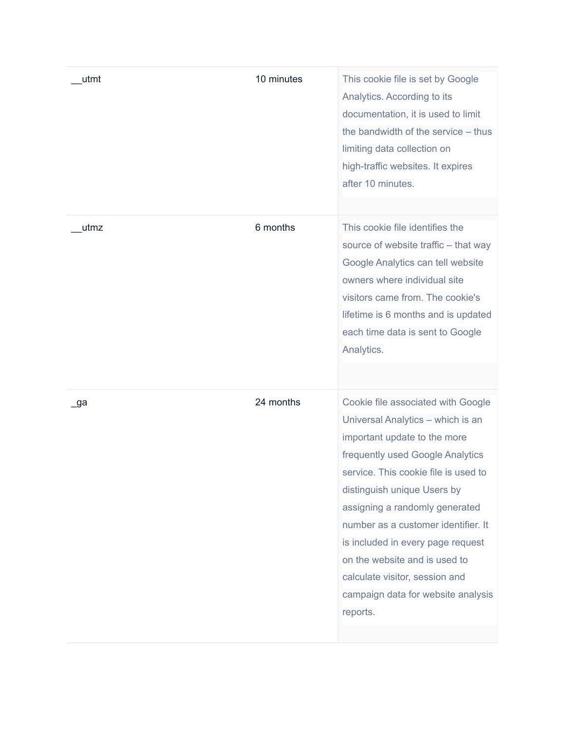| | | |
|---|---|---|
| __utmt | 10 minutes | This cookie file is set by Google Analytics. According to its documentation, it is used to limit the bandwidth of the service – thus limiting data collection on high-traffic websites. It expires after 10 minutes. |
| __utmz | 6 months | This cookie file identifies the source of website traffic – that way Google Analytics can tell website owners where individual site visitors came from. The cookie's lifetime is 6 months and is updated each time data is sent to Google Analytics. |
| _ga | 24 months | Cookie file associated with Google Universal Analytics – which is an important update to the more frequently used Google Analytics service. This cookie file is used to distinguish unique Users by assigning a randomly generated number as a customer identifier. It is included in every page request on the website and is used to calculate visitor, session and campaign data for website analysis reports. |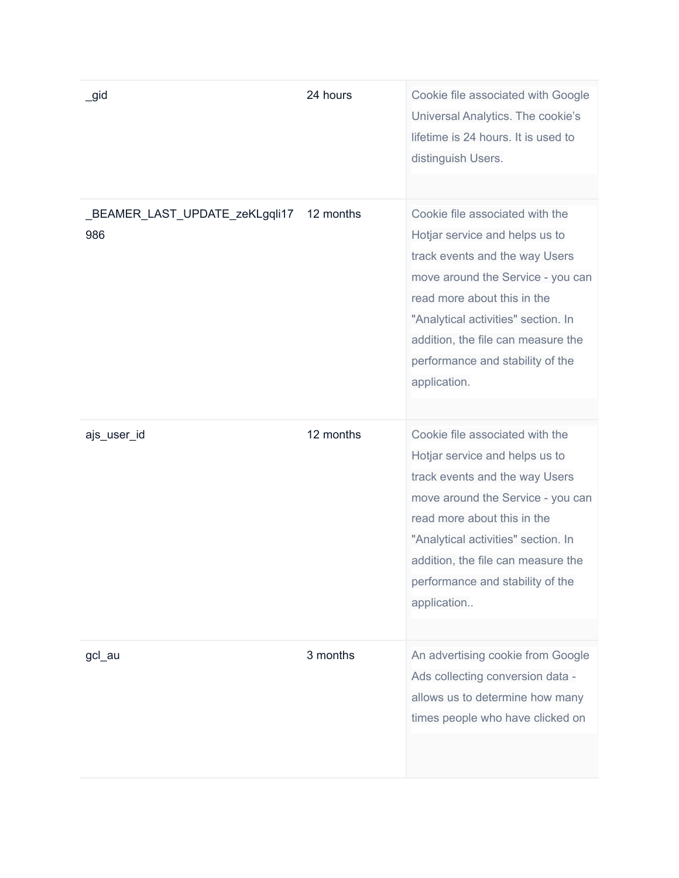| | | |
|---|---|---|
| _gid | 24 hours | Cookie file associated with Google Universal Analytics. The cookie's lifetime is 24 hours. It is used to distinguish Users. |
| _BEAMER_LAST_UPDATE_zeKLgqli17986 | 12 months | Cookie file associated with the Hotjar service and helps us to track events and the way Users move around the Service - you can read more about this in the "Analytical activities" section. In addition, the file can measure the performance and stability of the application. |
| ajs_user_id | 12 months | Cookie file associated with the Hotjar service and helps us to track events and the way Users move around the Service - you can read more about this in the "Analytical activities" section. In addition, the file can measure the performance and stability of the application.. |
| gcl_au | 3 months | An advertising cookie from Google Ads collecting conversion data - allows us to determine how many times people who have clicked on |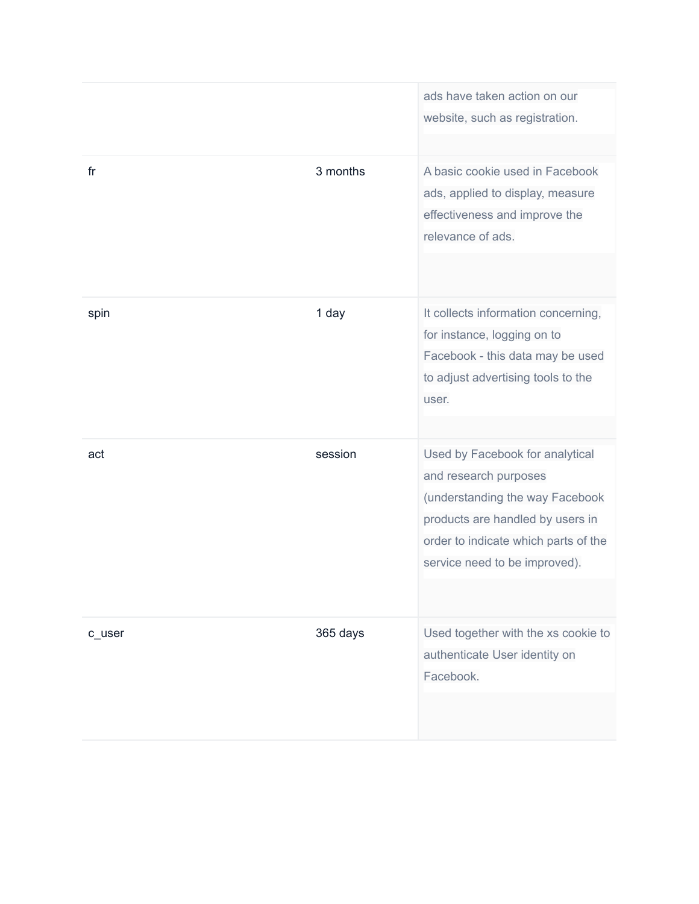| | | |
|---|---|---|
| | | ads have taken action on our website, such as registration. |
| fr | 3 months | A basic cookie used in Facebook ads, applied to display, measure effectiveness and improve the relevance of ads. |
| spin | 1 day | It collects information concerning, for instance, logging on to Facebook - this data may be used to adjust advertising tools to the user. |
| act | session | Used by Facebook for analytical and research purposes (understanding the way Facebook products are handled by users in order to indicate which parts of the service need to be improved). |
| c_user | 365 days | Used together with the xs cookie to authenticate User identity on Facebook. |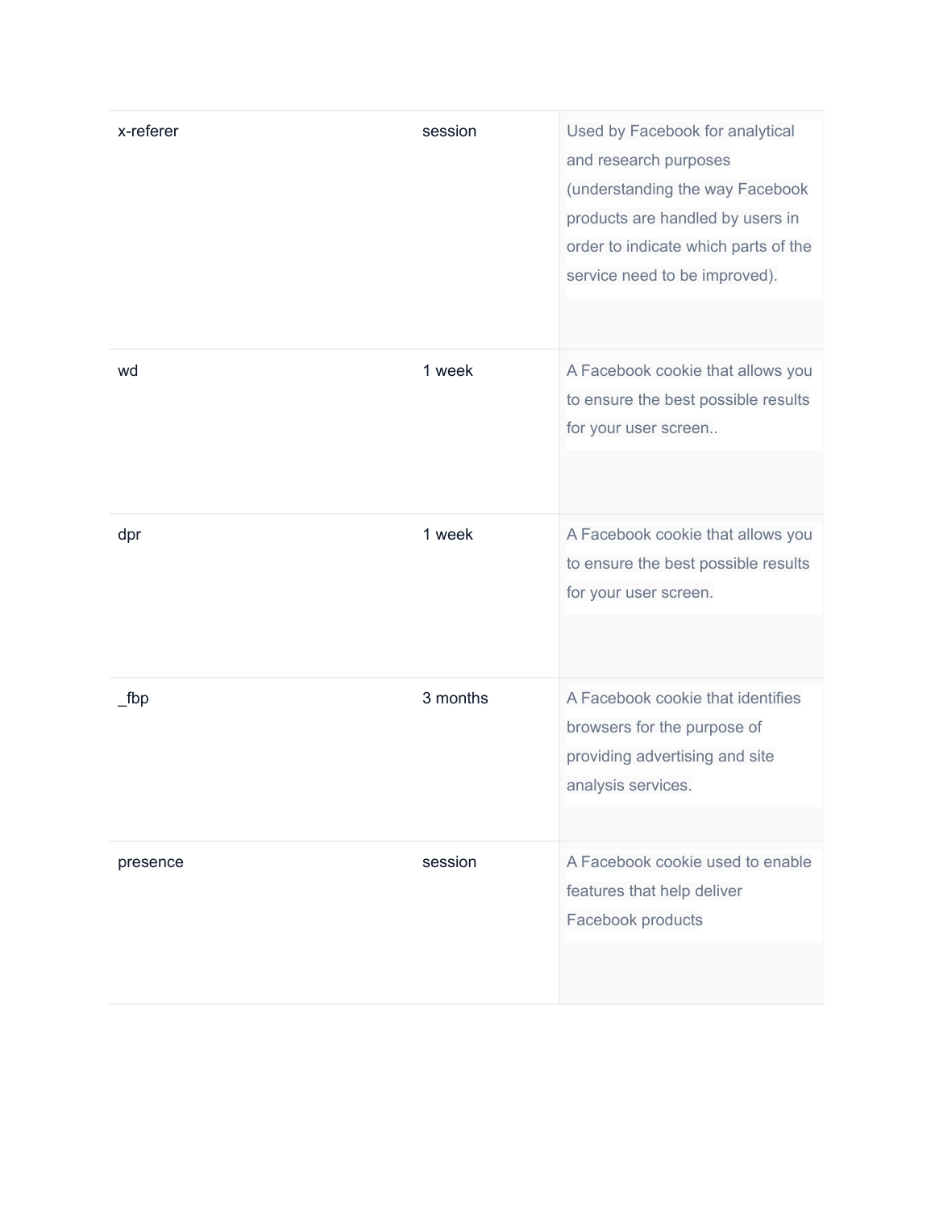| | | |
|---|---|---|
| x-referer | session | Used by Facebook for analytical and research purposes (understanding the way Facebook products are handled by users in order to indicate which parts of the service need to be improved). |
| wd | 1 week | A Facebook cookie that allows you to ensure the best possible results for your user screen.. |
| dpr | 1 week | A Facebook cookie that allows you to ensure the best possible results for your user screen. |
| _fbp | 3 months | A Facebook cookie that identifies browsers for the purpose of providing advertising and site analysis services. |
| presence | session | A Facebook cookie used to enable features that help deliver Facebook products |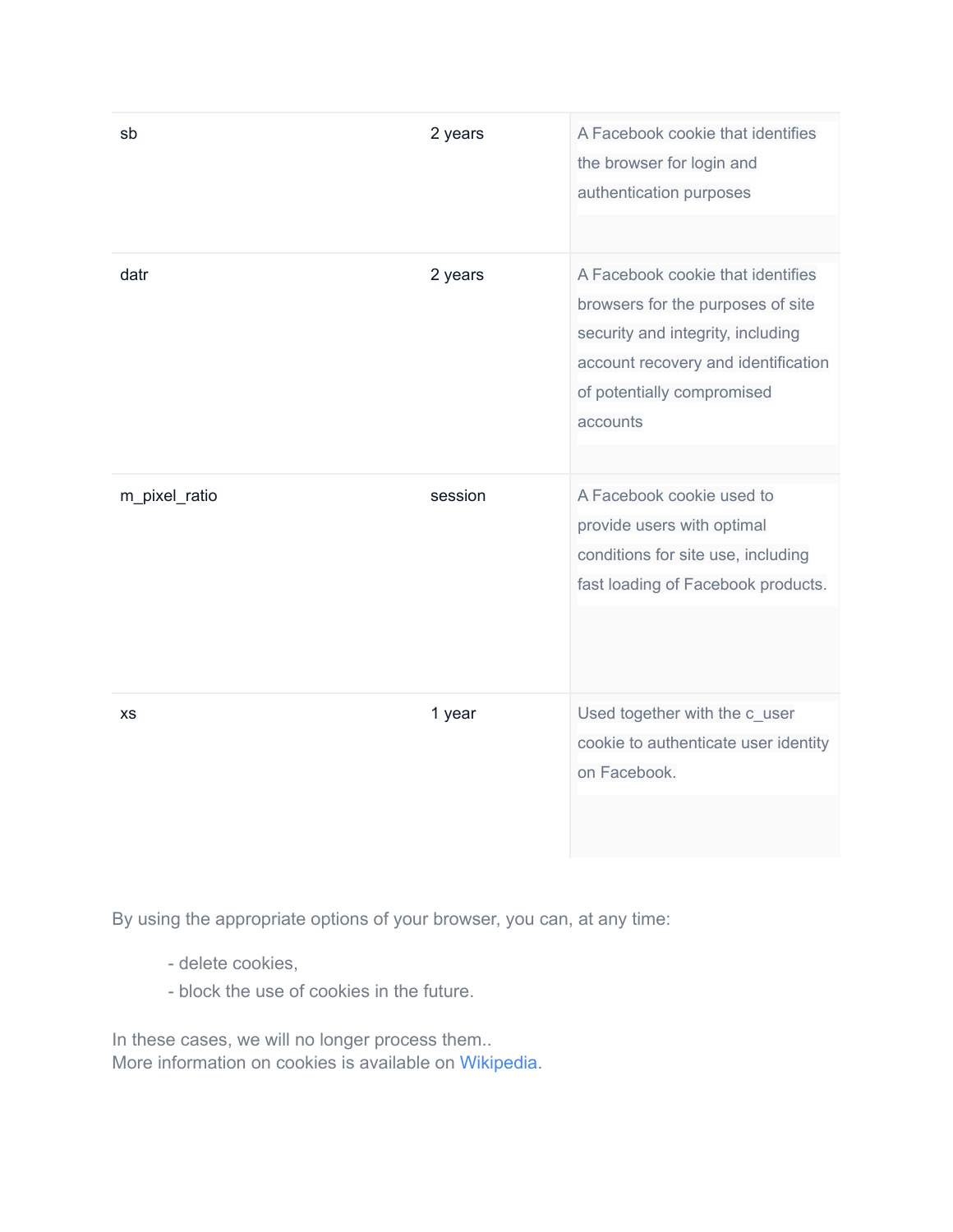| | | |
|---|---|---|
| sb | 2 years | A Facebook cookie that identifies the browser for login and authentication purposes |
| datr | 2 years | A Facebook cookie that identifies browsers for the purposes of site security and integrity, including account recovery and identification of potentially compromised accounts |
| m_pixel_ratio | session | A Facebook cookie used to provide users with optimal conditions for site use, including fast loading of Facebook products. |
| xs | 1 year | Used together with the c_user cookie to authenticate user identity on Facebook. |

By using the appropriate options of your browser, you can, at any time:

- delete cookies,
- block the use of cookies in the future.

In these cases, we will no longer process them..
More information on cookies is available on Wikipedia.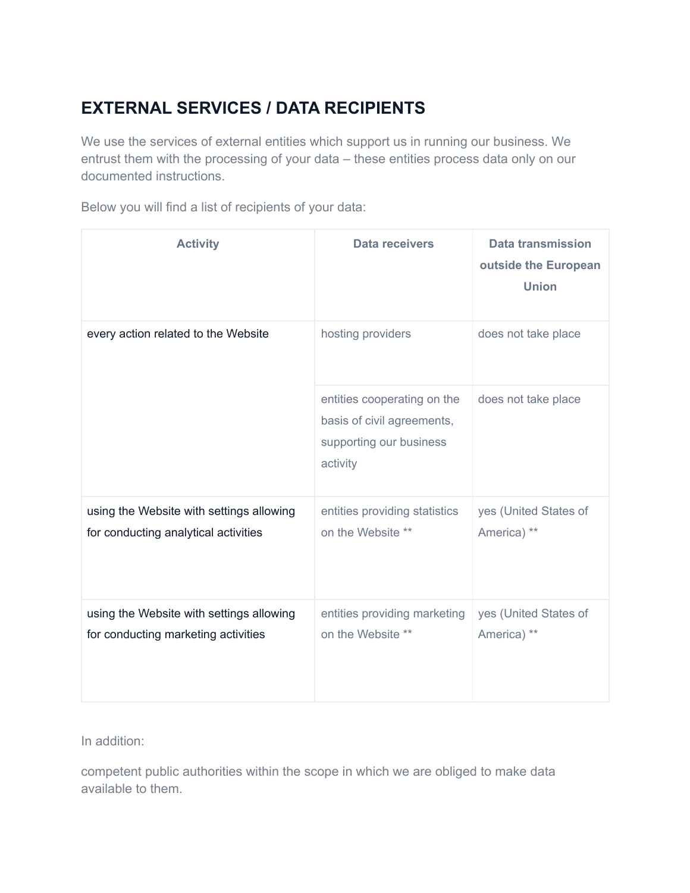## EXTERNAL SERVICES / DATA RECIPIENTS

We use the services of external entities which support us in running our business. We entrust them with the processing of your data – these entities process data only on our documented instructions.

Below you will find a list of recipients of your data:

| Activity | Data receivers | Data transmission outside the European Union |
| --- | --- | --- |
| every action related to the Website | hosting providers | does not take place |
| | entities cooperating on the basis of civil agreements, supporting our business activity | does not take place |
| using the Website with settings allowing for conducting analytical activities | entities providing statistics on the Website ** | yes (United States of America) ** |
| using the Website with settings allowing for conducting marketing activities | entities providing marketing on the Website ** | yes (United States of America) ** |

In addition:

competent public authorities within the scope in which we are obliged to make data available to them.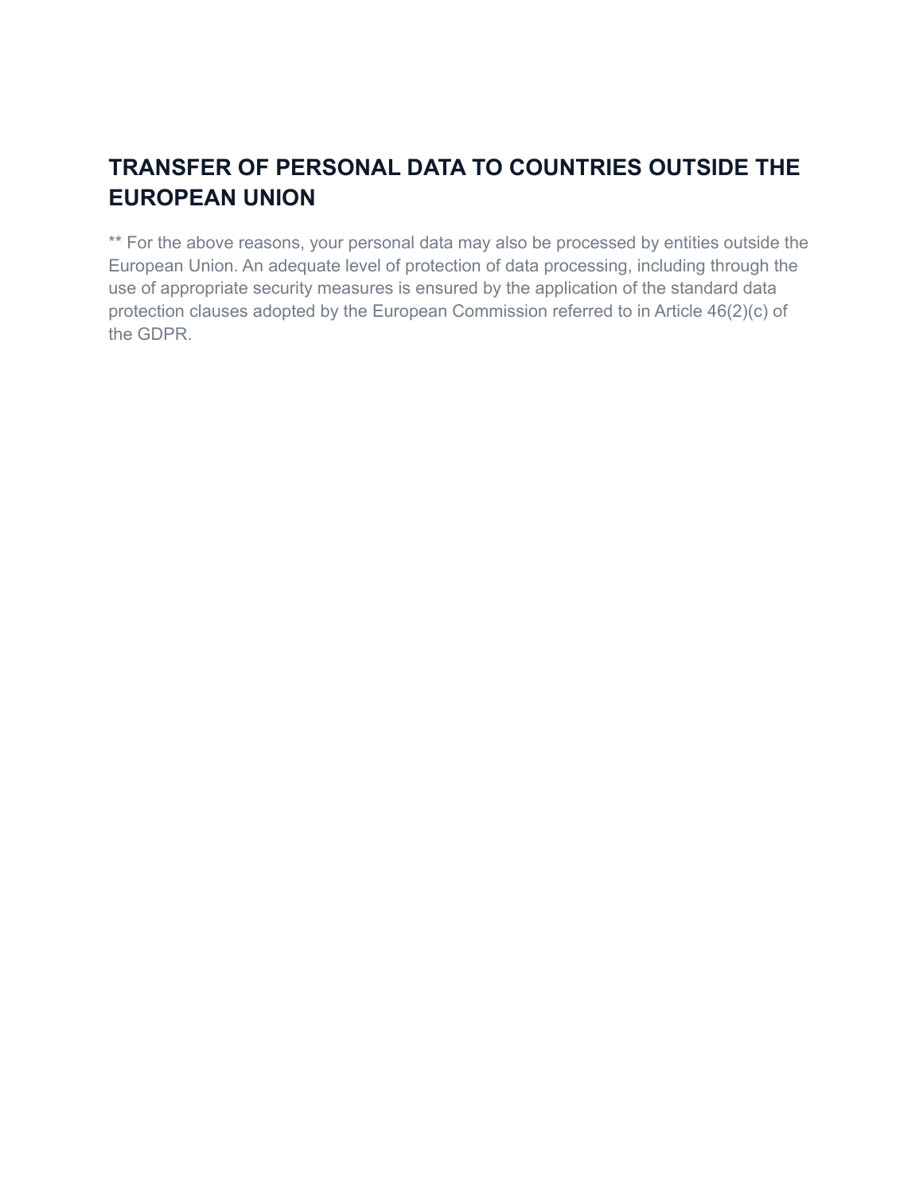## TRANSFER OF PERSONAL DATA TO COUNTRIES OUTSIDE THE EUROPEAN UNION

** For the above reasons, your personal data may also be processed by entities outside the European Union. An adequate level of protection of data processing, including through the use of appropriate security measures is ensured by the application of the standard data protection clauses adopted by the European Commission referred to in Article 46(2)(c) of the GDPR.